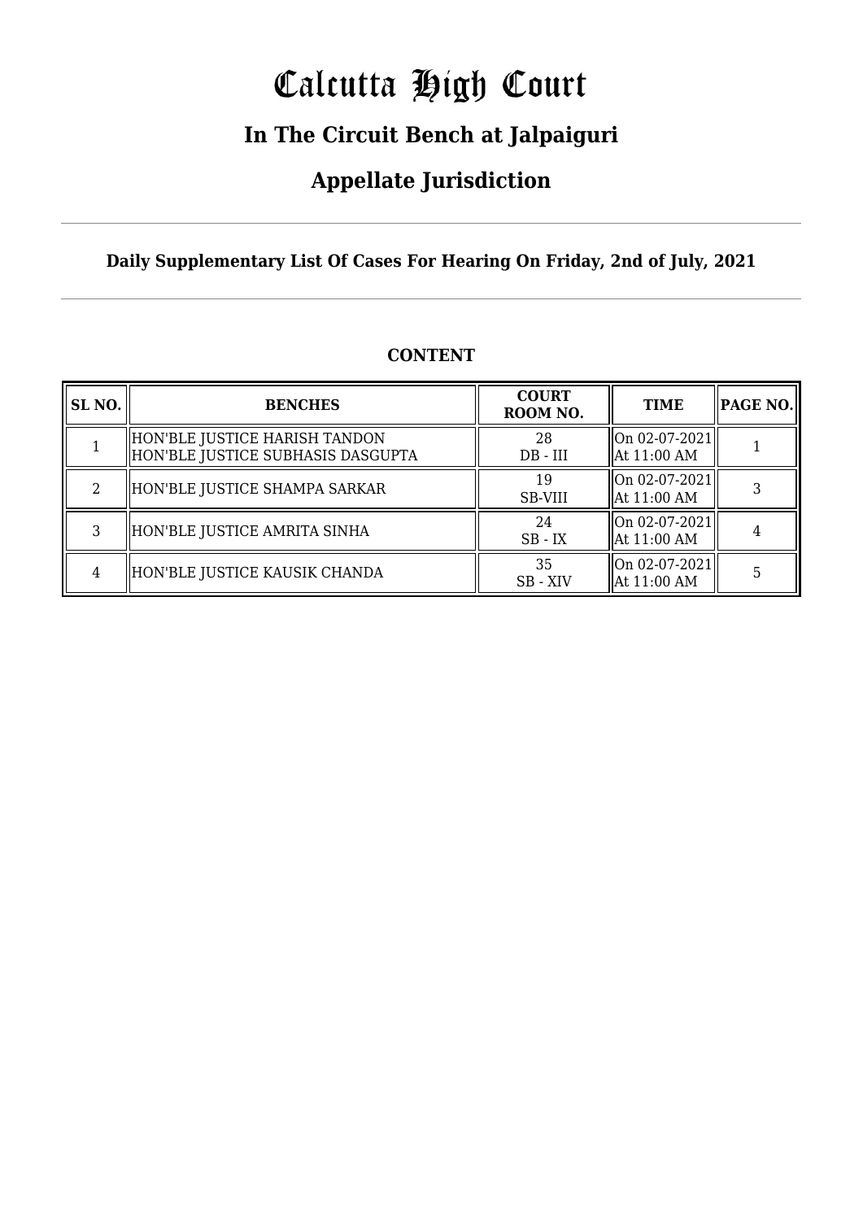# Calcutta High Court

## In The Circuit Bench at Jalpaiguri

## Appellate Jurisdiction

**Daily Supplementary List Of Cases For Hearing On Friday, 2nd of July, 2021**

**CONTENT**

| SL NO. | BENCHES | COURT ROOM NO. | TIME | PAGE NO. |
|---|---|---|---|---|
| 1 | HON'BLE JUSTICE HARISH TANDON<br>HON'BLE JUSTICE SUBHASIS DASGUPTA | 28<br>DB - III | On 02-07-2021<br>At 11:00 AM | 1 |
| 2 | HON'BLE JUSTICE SHAMPA SARKAR | 19<br>SB-VIII | On 02-07-2021<br>At 11:00 AM | 3 |
| 3 | HON'BLE JUSTICE AMRITA SINHA | 24<br>SB - IX | On 02-07-2021<br>At 11:00 AM | 4 |
| 4 | HON'BLE JUSTICE KAUSIK CHANDA | 35<br>SB - XIV | On 02-07-2021<br>At 11:00 AM | 5 |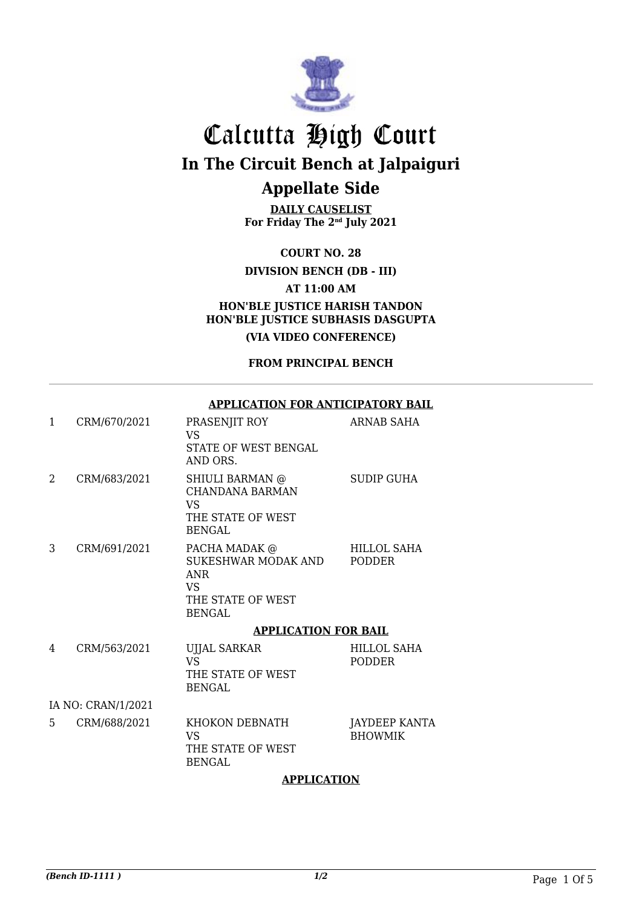# Calcutta High Court

## In The Circuit Bench at Jalpaiguri

## Appellate Side

**DAILY CAUSELIST**
**For Friday The 2nd July 2021**

**COURT NO. 28**

**DIVISION BENCH (DB - III)**

**AT 11:00 AM**

**HON'BLE JUSTICE HARISH TANDON**
**HON'BLE JUSTICE SUBHASIS DASGUPTA**

**(VIA VIDEO CONFERENCE)**

**FROM PRINCIPAL BENCH**

---

**APPLICATION FOR ANTICIPATORY BAIL**

| | | | |
|---|---|---|---|
| 1 | CRM/670/2021 | PRASENJIT ROY<br>VS<br>STATE OF WEST BENGAL AND ORS. | ARNAB SAHA |
| 2 | CRM/683/2021 | SHIULI BARMAN @ CHANDANA BARMAN<br>VS<br>THE STATE OF WEST BENGAL | SUDIP GUHA |
| 3 | CRM/691/2021 | PACHA MADAK @ SUKESHWAR MODAK AND ANR<br>VS<br>THE STATE OF WEST BENGAL | HILLOL SAHA PODDER |

**APPLICATION FOR BAIL**

| | | | |
|---|---|---|---|
| 4 | CRM/563/2021 | UJJAL SARKAR<br>VS<br>THE STATE OF WEST BENGAL | HILLOL SAHA PODDER |
| IA NO: CRAN/1/2021 | | | |
| 5 | CRM/688/2021 | KHOKON DEBNATH<br>VS<br>THE STATE OF WEST BENGAL | JAYDEEP KANTA BHOWMIK |

**APPLICATION**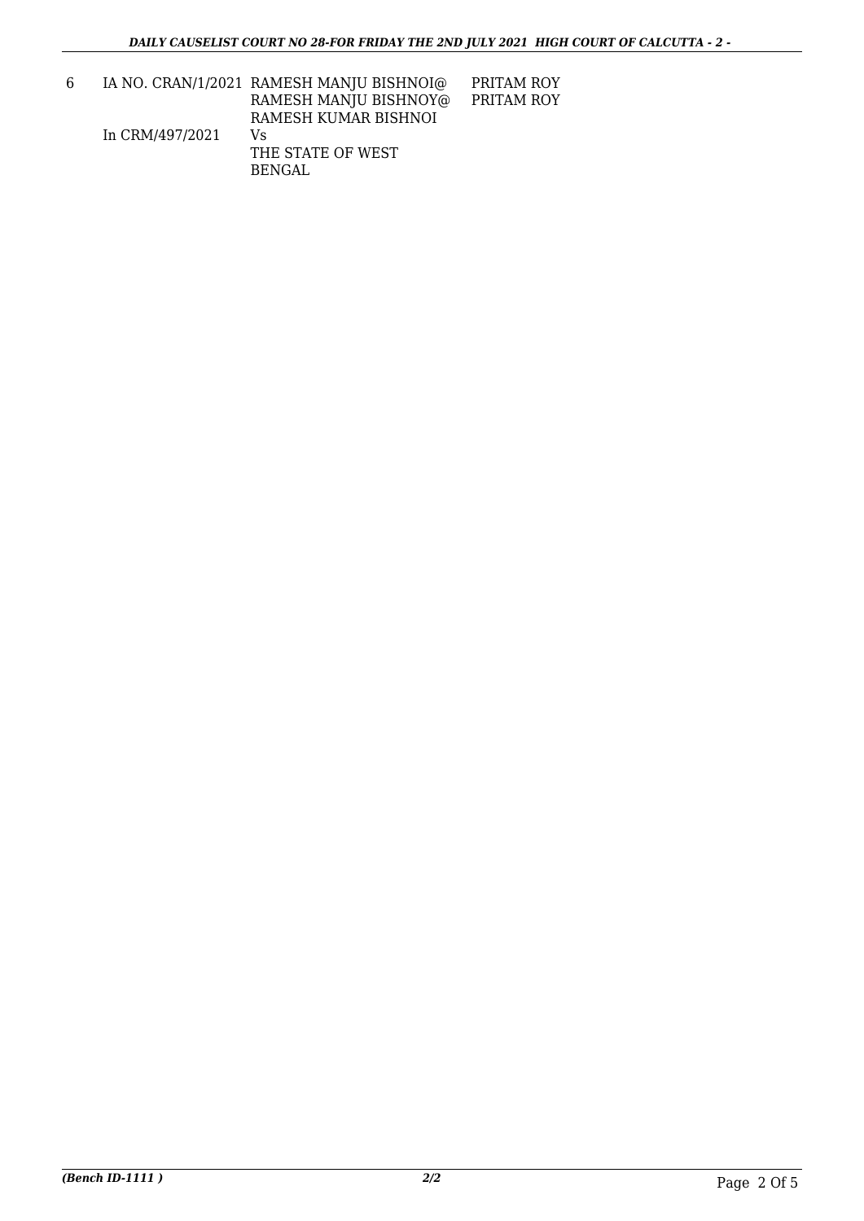| 6 | IA NO. CRAN/1/2021<br>In CRM/497/2021 | RAMESH MANJU BISHNOI@<br>RAMESH MANJU BISHNOY@<br>RAMESH KUMAR BISHNOI<br>Vs<br>THE STATE OF WEST<br>BENGAL | PRITAM ROY<br>PRITAM ROY |
|---|---|---|---|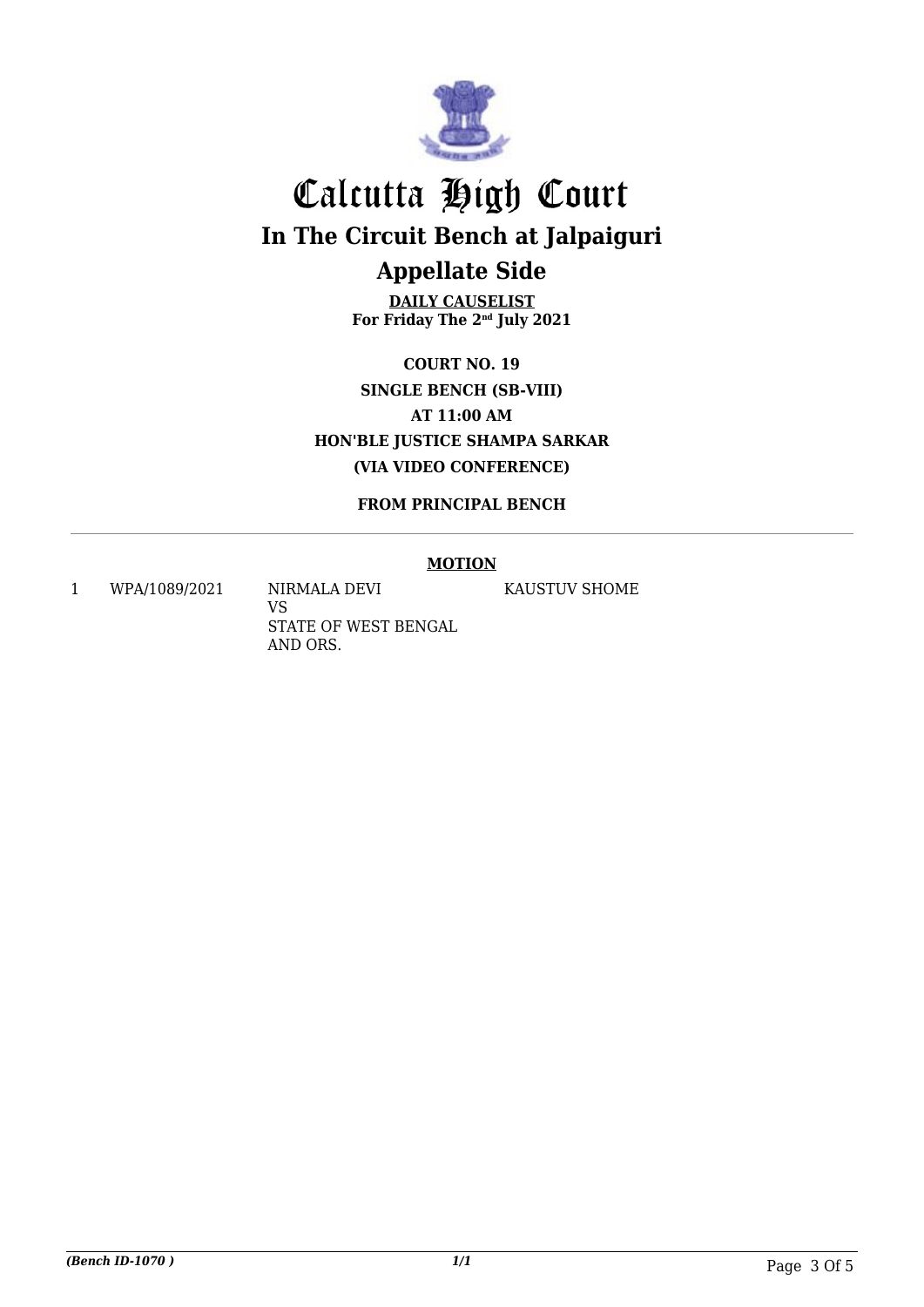# Calcutta High Court

## In The Circuit Bench at Jalpaiguri

## Appellate Side

**DAILY CAUSELIST**
**For Friday The 2nd July 2021**

**COURT NO. 19**
**SINGLE BENCH (SB-VIII)**
**AT 11:00 AM**
**HON'BLE JUSTICE SHAMPA SARKAR**
**(VIA VIDEO CONFERENCE)**

**FROM PRINCIPAL BENCH**

**MOTION**

| | | | |
|---|---|---|---|
| 1 | WPA/1089/2021 | NIRMALA DEVI<br>VS<br>STATE OF WEST BENGAL AND ORS. | KAUSTUV SHOME |

*(Bench ID-1070 )*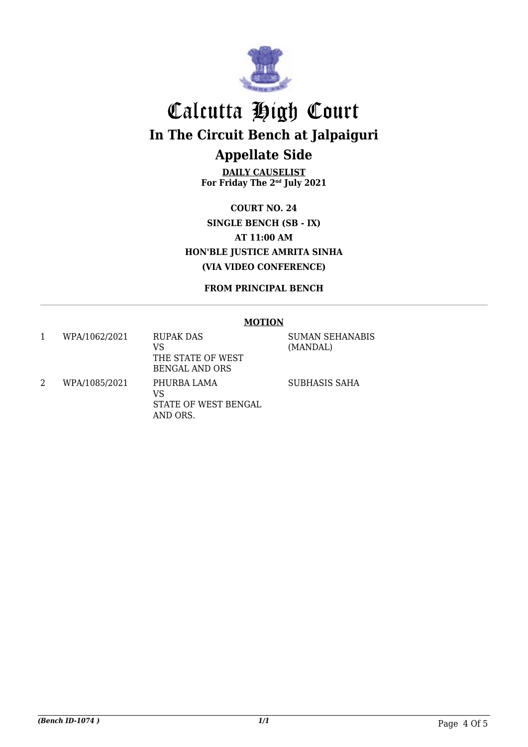# Calcutta High Court

## In The Circuit Bench at Jalpaiguri

## Appellate Side

**DAILY CAUSELIST**
**For Friday The 2nd July 2021**

**COURT NO. 24**
**SINGLE BENCH (SB - IX)**
**AT 11:00 AM**
**HON'BLE JUSTICE AMRITA SINHA**
**(VIA VIDEO CONFERENCE)**

**FROM PRINCIPAL BENCH**

**MOTION**

| | | | |
|---|---|---|---|
| 1 | WPA/1062/2021 | RUPAK DAS VS THE STATE OF WEST BENGAL AND ORS | SUMAN SEHANABIS (MANDAL) |
| 2 | WPA/1085/2021 | PHURBA LAMA VS STATE OF WEST BENGAL AND ORS. | SUBHASIS SAHA |

*(Bench ID-1074 )* 1/1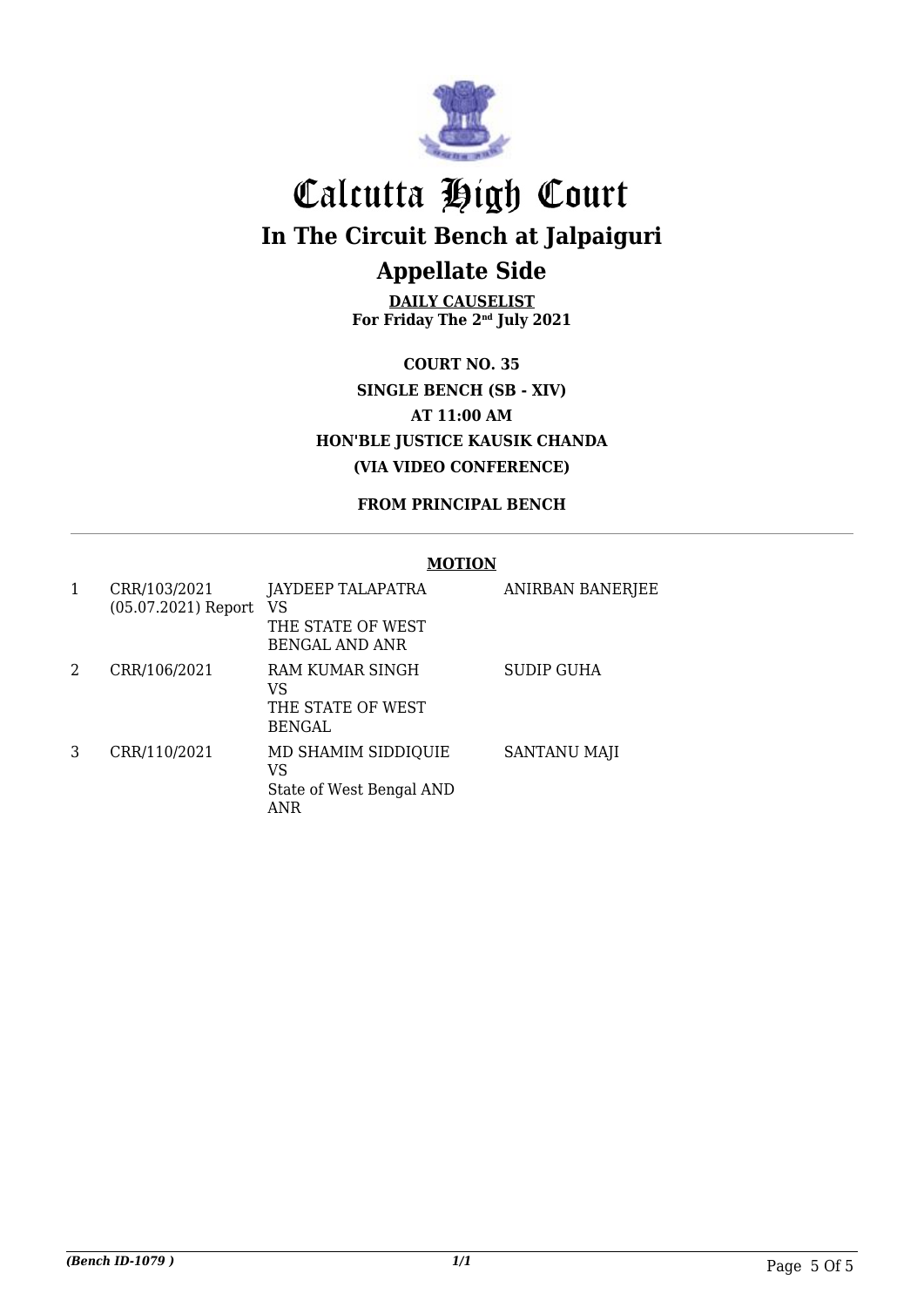# Calcutta High Court

## In The Circuit Bench at Jalpaiguri

## Appellate Side

**DAILY CAUSELIST**
**For Friday The 2nd July 2021**

**COURT NO. 35**
**SINGLE BENCH (SB - XIV)**
**AT 11:00 AM**
**HON'BLE JUSTICE KAUSIK CHANDA**
**(VIA VIDEO CONFERENCE)**

**FROM PRINCIPAL BENCH**

**MOTION**

| | | | |
|---|---|---|---|
| 1 | CRR/103/2021 (05.07.2021) Report | JAYDEEP TALAPATRA VS THE STATE OF WEST BENGAL AND ANR | ANIRBAN BANERJEE |
| 2 | CRR/106/2021 | RAM KUMAR SINGH VS THE STATE OF WEST BENGAL | SUDIP GUHA |
| 3 | CRR/110/2021 | MD SHAMIM SIDDIQUIE VS State of West Bengal AND ANR | SANTANU MAJI |